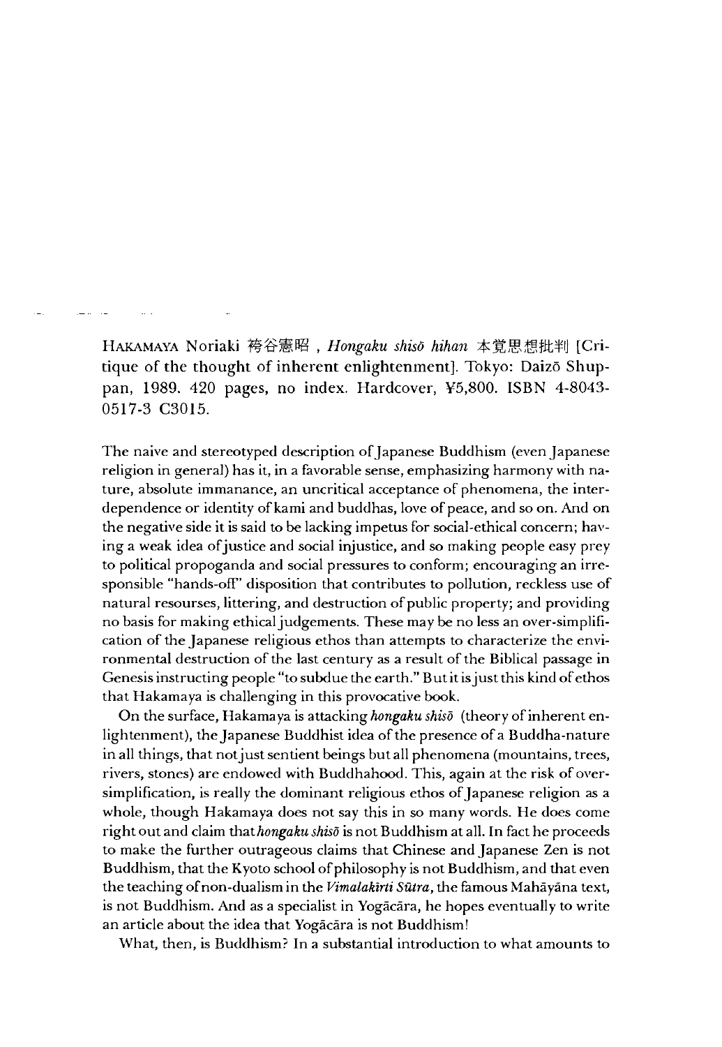HAKAMAYA Noriaki 袴谷憲昭, *Hongaku shisō hihan* 本覚思想批判 [Critique of the thought of inherent enlightenment]. Tokyo: Daizō Shuppan, 1989. 420 pages, no index. Hardcover, ¥5,800. ISBN 4-8043-0517-3 C3015.

The naive and stereotyped description of Japanese Buddhism (even Japanese religion in general) has it, in a favorable sense, emphasizing harmony with nature, absolute immanance, an uncritical acceptance of phenomena, the interdependence or identity of kami and buddhas, love of peace, and so on. And on the negative side it is said to be lacking impetus for social-ethical concern; having a weak idea of justice and social injustice, and so making people easy prey to political propoganda and social pressures to conform; encouraging an irresponsible "hands-off" disposition that contributes to pollution, reckless use of natural resourses, littering, and destruction of public property; and providing no basis for making ethical judgements. These may be no less an over-simplification of the Japanese religious ethos than attempts to characterize the environmental destruction of the last century as a result of the Biblical passage in Genesis instructing people "to subdue the earth." But it is just this kind of ethos that Hakamaya is challenging in this provocative book.

On the surface, Hakamaya is attacking *hongaku shisō* (theory of inherent enlightenment), the Japanese Buddhist idea of the presence of a Buddha-nature in all things, that not just sentient beings but all phenomena (mountains, trees, rivers, stones) are endowed with Buddhahood. This, again at the risk of oversimplification, is really the dominant religious ethos of Japanese religion as a whole, though Hakamaya does not say this in so many words. He does come right out and claim that *hongaku shisō* is not Buddhism at all. In fact he proceeds to make the further outrageous claims that Chinese and Japanese Zen is not Buddhism, that the Kyoto school of philosophy is not Buddhism, and that even the teaching of non-dualism in the *Vimalakīrti Sūtra*, the famous Mahāyāna text, is not Buddhism. And as a specialist in Yogācāra, he hopes eventually to write an article about the idea that Yogācāra is not Buddhism!

What, then, is Buddhism? In a substantial introduction to what amounts to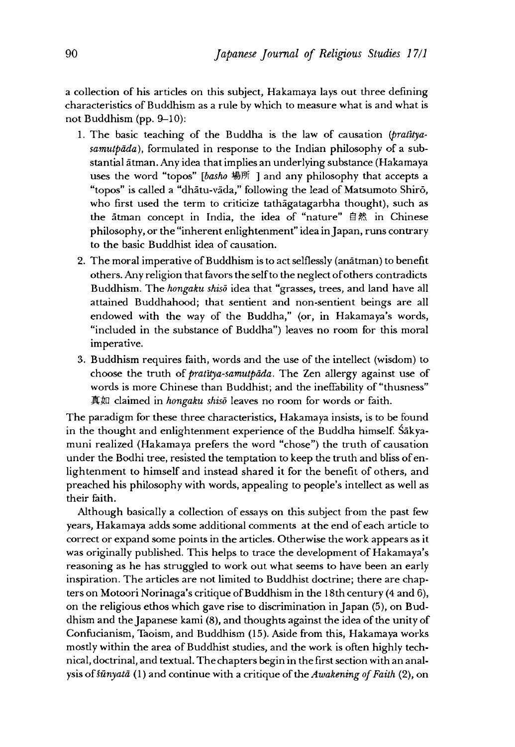a collection of his articles on this subject, Hakamaya lays out three defining characteristics of Buddhism as a rule by which to measure what is and what is not Buddhism (pp. 9–10):

1. The basic teaching of the Buddha is the law of causation (*pratītya-samutpāda*), formulated in response to the Indian philosophy of a substantial ātman. Any idea that implies an underlying substance (Hakamaya uses the word "topos" [*basho* 場所 ] and any philosophy that accepts a "topos" is called a "dhātu-vāda," following the lead of Matsumoto Shirō, who first used the term to criticize tathāgatagarbha thought), such as the ātman concept in India, the idea of "nature" 自然 in Chinese philosophy, or the "inherent enlightenment" idea in Japan, runs contrary to the basic Buddhist idea of causation.
2. The moral imperative of Buddhism is to act selflessly (anātman) to benefit others. Any religion that favors the self to the neglect of others contradicts Buddhism. The *hongaku shisō* idea that "grasses, trees, and land have all attained Buddhahood; that sentient and non-sentient beings are all endowed with the way of the Buddha," (or, in Hakamaya's words, "included in the substance of Buddha") leaves no room for this moral imperative.
3. Buddhism requires faith, words and the use of the intellect (wisdom) to choose the truth of *pratītya-samutpāda*. The Zen allergy against use of words is more Chinese than Buddhist; and the ineffability of "thusness" 真如 claimed in *hongaku shisō* leaves no room for words or faith.

The paradigm for these three characteristics, Hakamaya insists, is to be found in the thought and enlightenment experience of the Buddha himself. Śākyamuni realized (Hakamaya prefers the word "chose") the truth of causation under the Bodhi tree, resisted the temptation to keep the truth and bliss of enlightenment to himself and instead shared it for the benefit of others, and preached his philosophy with words, appealing to people's intellect as well as their faith.

Although basically a collection of essays on this subject from the past few years, Hakamaya adds some additional comments at the end of each article to correct or expand some points in the articles. Otherwise the work appears as it was originally published. This helps to trace the development of Hakamaya's reasoning as he has struggled to work out what seems to have been an early inspiration. The articles are not limited to Buddhist doctrine; there are chapters on Motoori Norinaga's critique of Buddhism in the 18th century (4 and 6), on the religious ethos which gave rise to discrimination in Japan (5), on Buddhism and the Japanese kami (8), and thoughts against the idea of the unity of Confucianism, Taoism, and Buddhism (15). Aside from this, Hakamaya works mostly within the area of Buddhist studies, and the work is often highly technical, doctrinal, and textual. The chapters begin in the first section with an analysis of *śūnyatā* (1) and continue with a critique of the *Awakening of Faith* (2), on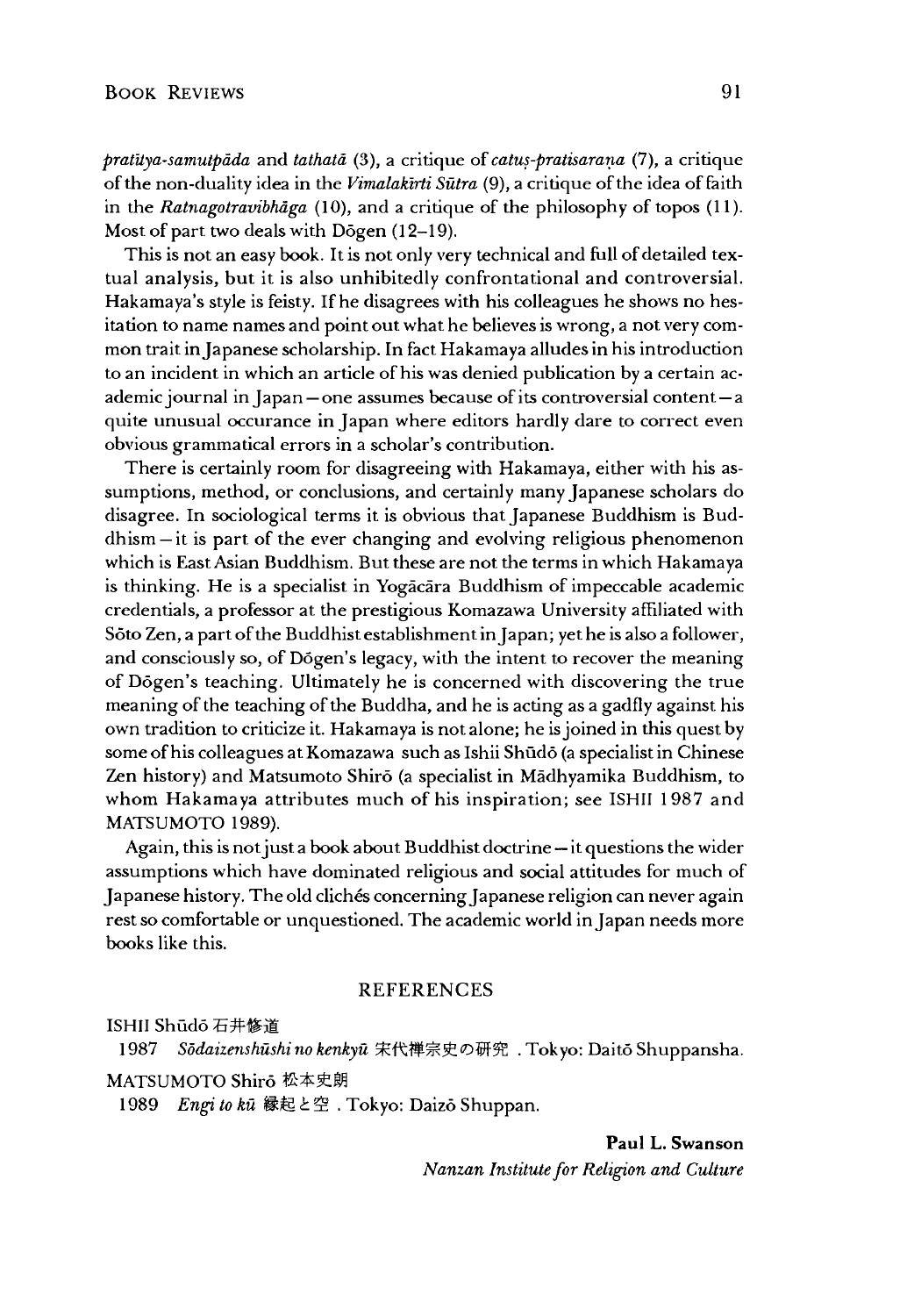*pratītya-samutpāda* and *tathatā* (3), a critique of *catuṣ-pratisaraṇa* (7), a critique of the non-duality idea in the *Vimalakīrti Sūtra* (9), a critique of the idea of faith in the *Ratnagotravibhāga* (10), and a critique of the philosophy of topos (11). Most of part two deals with Dōgen (12–19).

This is not an easy book. It is not only very technical and full of detailed textual analysis, but it is also unhibitedly confrontational and controversial. Hakamaya's style is feisty. If he disagrees with his colleagues he shows no hesitation to name names and point out what he believes is wrong, a not very common trait in Japanese scholarship. In fact Hakamaya alludes in his introduction to an incident in which an article of his was denied publication by a certain academic journal in Japan – one assumes because of its controversial content – a quite unusual occurance in Japan where editors hardly dare to correct even obvious grammatical errors in a scholar's contribution.

There is certainly room for disagreeing with Hakamaya, either with his assumptions, method, or conclusions, and certainly many Japanese scholars do disagree. In sociological terms it is obvious that Japanese Buddhism is Buddhism – it is part of the ever changing and evolving religious phenomenon which is East Asian Buddhism. But these are not the terms in which Hakamaya is thinking. He is a specialist in Yogācāra Buddhism of impeccable academic credentials, a professor at the prestigious Komazawa University affiliated with Sōto Zen, a part of the Buddhist establishment in Japan; yet he is also a follower, and consciously so, of Dōgen's legacy, with the intent to recover the meaning of Dōgen's teaching. Ultimately he is concerned with discovering the true meaning of the teaching of the Buddha, and he is acting as a gadfly against his own tradition to criticize it. Hakamaya is not alone; he is joined in this quest by some of his colleagues at Komazawa such as Ishii Shūdō (a specialist in Chinese Zen history) and Matsumoto Shirō (a specialist in Mādhyamika Buddhism, to whom Hakamaya attributes much of his inspiration; see ISHII 1987 and MATSUMOTO 1989).

Again, this is not just a book about Buddhist doctrine – it questions the wider assumptions which have dominated religious and social attitudes for much of Japanese history. The old clichés concerning Japanese religion can never again rest so comfortable or unquestioned. The academic world in Japan needs more books like this.

## REFERENCES

ISHII Shūdō 石井修道

1987 *Sōdaizenshūshi no kenkyū* 宋代禅宗史の研究. Tokyo: Daitō Shuppansha.

MATSUMOTO Shirō 松本史朗

1989 *Engi to kū* 縁起と空. Tokyo: Daizō Shuppan.

**Paul L. Swanson**
*Nanzan Institute for Religion and Culture*